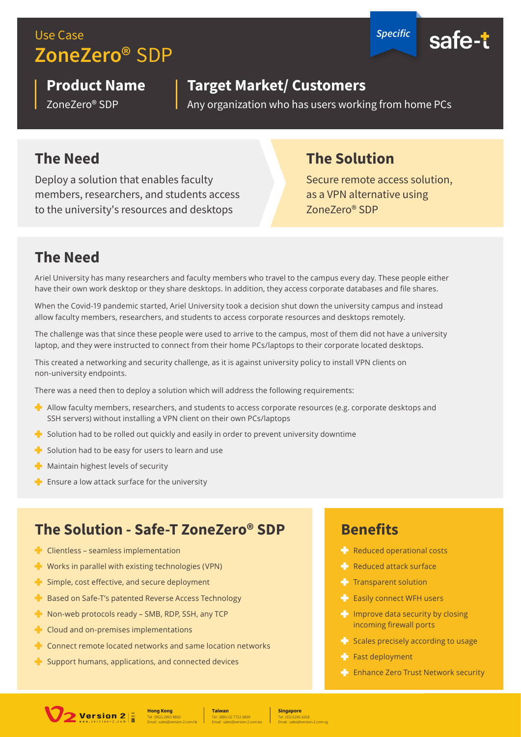Use Case

# ZoneZero® SDP

*Specific*

safe-t

## Product Name

ZoneZero® SDP

## Target Market/ Customers

Any organization who has users working from home PCs

## The Need

Deploy a solution that enables faculty members, researchers, and students access to the university's resources and desktops

## The Solution

Secure remote access solution, as a VPN alternative using ZoneZero® SDP

## The Need

Ariel University has many researchers and faculty members who travel to the campus every day. These people either have their own work desktop or they share desktops. In addition, they access corporate databases and file shares.

When the Covid-19 pandemic started, Ariel University took a decision shut down the university campus and instead allow faculty members, researchers, and students to access corporate resources and desktops remotely.

The challenge was that since these people were used to arrive to the campus, most of them did not have a university laptop, and they were instructed to connect from their home PCs/laptops to their corporate located desktops.

This created a networking and security challenge, as it is against university policy to install VPN clients on non-university endpoints.

There was a need then to deploy a solution which will address the following requirements:

- Allow faculty members, researchers, and students to access corporate resources (e.g. corporate desktops and SSH servers) without installing a VPN client on their own PCs/laptops
- Solution had to be rolled out quickly and easily in order to prevent university downtime
- Solution had to be easy for users to learn and use
- Maintain highest levels of security
- Ensure a low attack surface for the university

## The Solution - Safe-T ZoneZero® SDP

- Clientless – seamless implementation
- Works in parallel with existing technologies (VPN)
- Simple, cost effective, and secure deployment
- Based on Safe-T's patented Reverse Access Technology
- Non-web protocols ready – SMB, RDP, SSH, any TCP
- Cloud and on-premises implementations
- Connect remote located networks and same location networks
- Support humans, applications, and connected devices

## Benefits

- Reduced operational costs
- Reduced attack surface
- Transparent solution
- Easily connect WFH users
- Improve data security by closing incoming firewall ports
- Scales precisely according to usage
- Fast deployment
- Enhance Zero Trust Network security

Version 2 二版 www.version-2.com

**Hong Kong**
Tel : (852) 2893 8860
Email : sales@version-2.com.hk

**Taiwan**
Tel : (886) 02 7722 6899
Email : sales@version-2.com.tw

**Singapore**
Tel : (65) 6296 4268
Email : sales@version-2.com.sg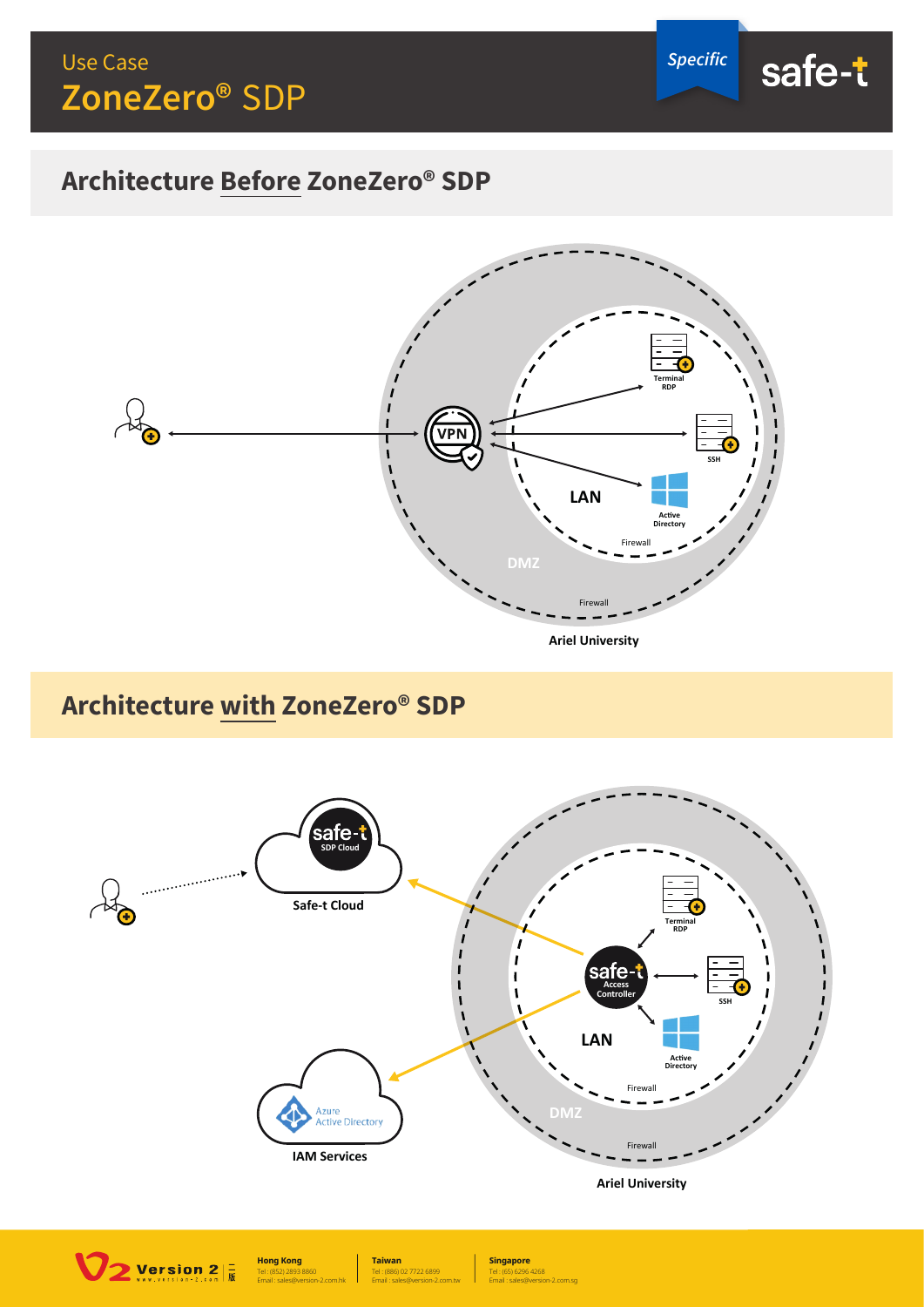Use Case

# ZoneZero® SDP

*Specific*

safe-t

## Architecture Before ZoneZero® SDP

VPN

Terminal RDP

SSH

LAN

Active Directory

Firewall

DMZ

Firewall

Ariel University

## Architecture with ZoneZero® SDP

safe-t SDP Cloud

Safe-t Cloud

Azure Active Directory

IAM Services

Terminal RDP

safe-t Access Controller

SSH

LAN

Active Directory

Firewall

DMZ

Firewall

Ariel University

Version 2

**Hong Kong**
Tel : (852) 2893 8860
Email : sales@version-2.com.hk

**Taiwan**
Tel : (886) 02 7722 6899
Email : sales@version-2.com.tw

**Singapore**
Tel : (65) 6296 4268
Email : sales@version-2.com.sg